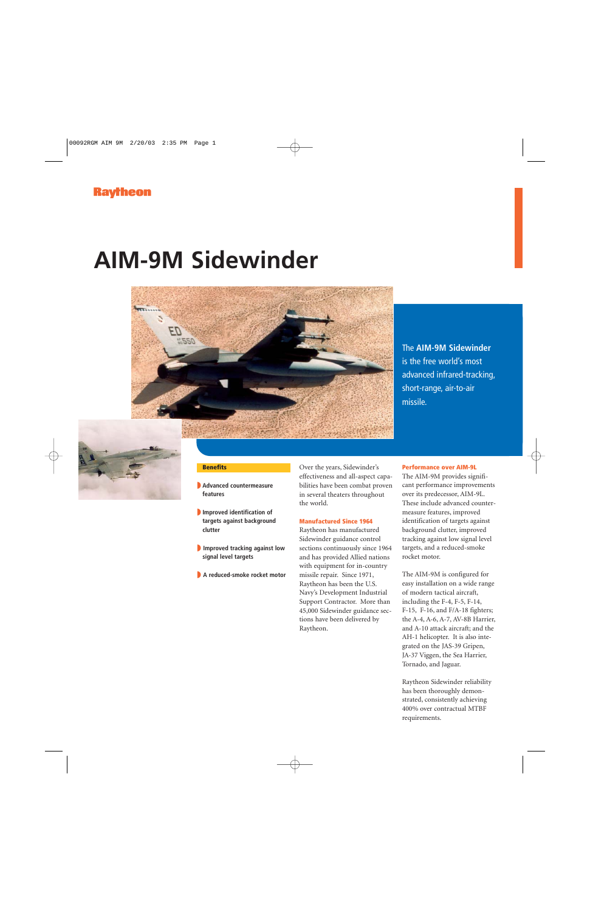Raytheon

# AIM-9M Sidewinder

The **AIM-9M Sidewinder** is the free world's most advanced infrared-tracking, short-range, air-to-air missile.

**Benefits**

- Advanced countermeasure features
- Improved identification of targets against background clutter
- Improved tracking against low signal level targets
- A reduced-smoke rocket motor

Over the years, Sidewinder's effectiveness and all-aspect capabilities have been combat proven in several theaters throughout the world.

### Manufactured Since 1964

Raytheon has manufactured Sidewinder guidance control sections continuously since 1964 and has provided Allied nations with equipment for in-country missile repair. Since 1971, Raytheon has been the U.S. Navy's Development Industrial Support Contractor. More than 45,000 Sidewinder guidance sections have been delivered by Raytheon.

### Performance over AIM-9L

The AIM-9M provides significant performance improvements over its predecessor, AIM-9L. These include advanced countermeasure features, improved identification of targets against background clutter, improved tracking against low signal level targets, and a reduced-smoke rocket motor.

The AIM-9M is configured for easy installation on a wide range of modern tactical aircraft, including the F-4, F-5, F-14, F-15, F-16, and F/A-18 fighters; the A-4, A-6, A-7, AV-8B Harrier, and A-10 attack aircraft; and the AH-1 helicopter. It is also integrated on the JAS-39 Gripen, JA-37 Viggen, the Sea Harrier, Tornado, and Jaguar.

Raytheon Sidewinder reliability has been thoroughly demonstrated, consistently achieving 400% over contractual MTBF requirements.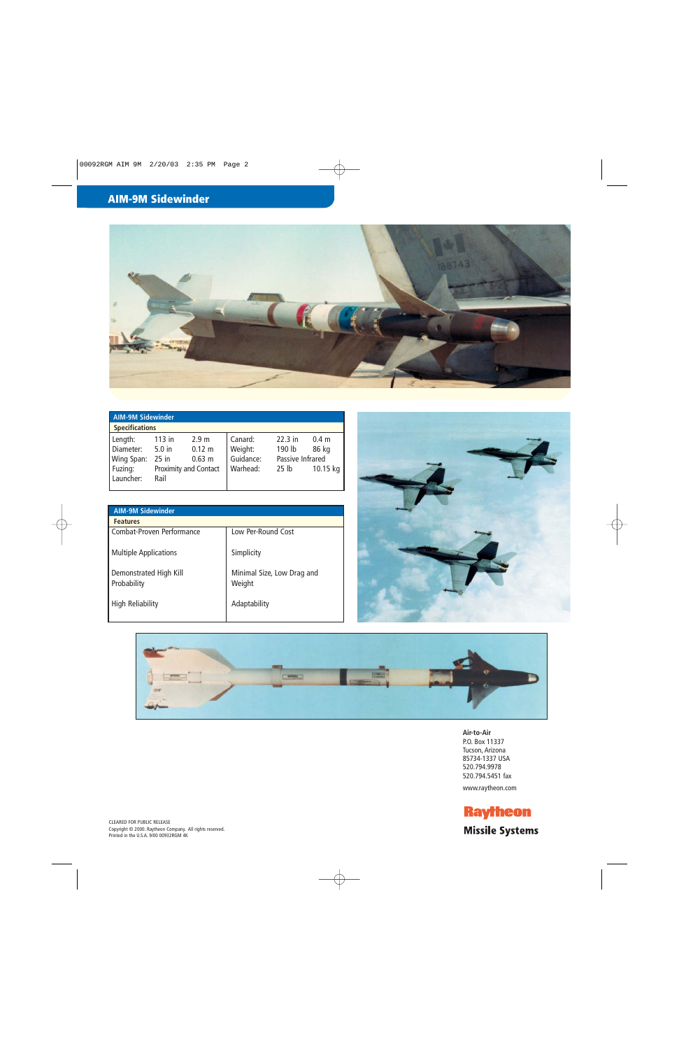## AIM-9M Sidewinder

| AIM-9M Sidewinder | | | | | |
|---|---|---|---|---|---|
| **Specifications** | | | | | |
| Length: | 113 in | 2.9 m | Canard: | 22.3 in | 0.4 m |
| Diameter: | 5.0 in | 0.12 m | Weight: | 190 lb | 86 kg |
| Wing Span: | 25 in | 0.63 m | Guidance: | Passive Infrared | |
| Fuzing: | Proximity and Contact | | Warhead: | 25 lb | 10.15 kg |
| Launcher: | Rail | | | | |

| AIM-9M Sidewinder | |
|---|---|
| **Features** | |
| Combat-Proven Performance | Low Per-Round Cost |
| Multiple Applications | Simplicity |
| Demonstrated High Kill Probability | Minimal Size, Low Drag and Weight |
| High Reliability | Adaptability |

**Air-to-Air**
P.O. Box 11337
Tucson, Arizona
85734-1337 USA
520.794.9978
520.794.5451 fax

www.raytheon.com

CLEARED FOR PUBLIC RELEASE
Copyright © 2000. Raytheon Company. All rights reserved.
Printed in the U.S.A. 9/00 00932RGM 4K

**Raytheon**
**Missile Systems**